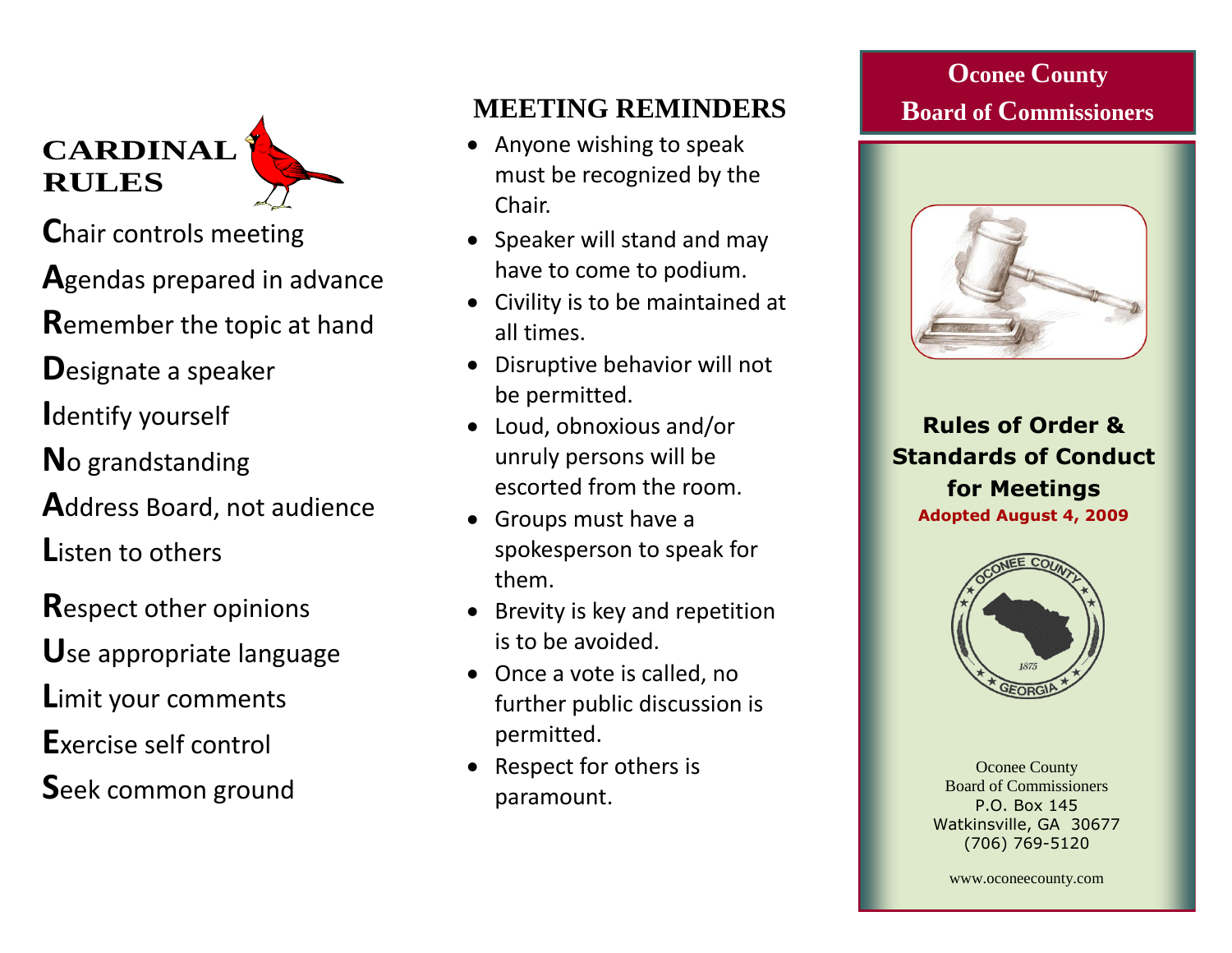## CARDINAL RULES

**C**hair controls meeting

**A**gendas prepared in advance

**R**emember the topic at hand

**D**esignate a speaker

**I**dentify yourself

**N**o grandstanding

**A**ddress Board, not audience

**L**isten to others

**R**espect other opinions

**U**se appropriate language

**L**imit your comments

**E**xercise self control

**S**eek common ground

## MEETING REMINDERS

- Anyone wishing to speak must be recognized by the Chair.
- Speaker will stand and may have to come to podium.
- Civility is to be maintained at all times.
- Disruptive behavior will not be permitted.
- Loud, obnoxious and/or unruly persons will be escorted from the room.
- Groups must have a spokesperson to speak for them.
- Brevity is key and repetition is to be avoided.
- Once a vote is called, no further public discussion is permitted.
- Respect for others is paramount.

# Oconee County Board of Commissioners

## Rules of Order & Standards of Conduct for Meetings

**Adopted August 4, 2009**

OCONEE COUNTY 1875 GEORGIA

Oconee County
Board of Commissioners
P.O. Box 145
Watkinsville, GA 30677
(706) 769-5120

www.oconeecounty.com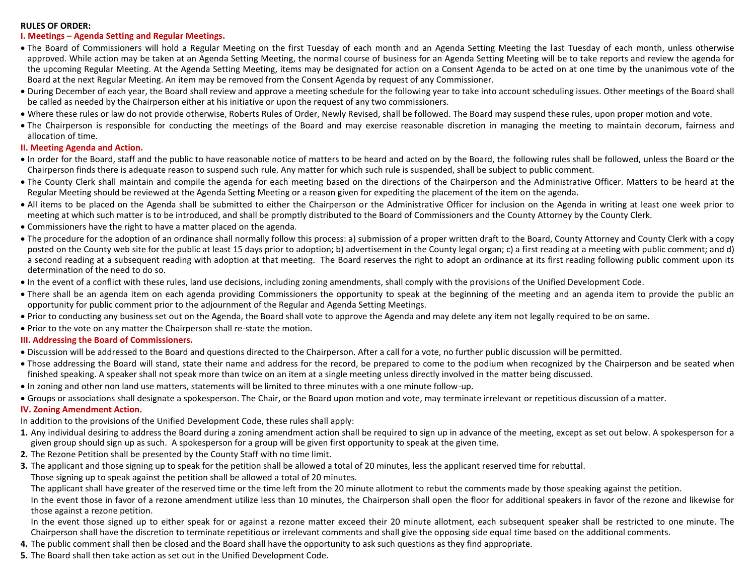**RULES OF ORDER:**

## I. Meetings – Agenda Setting and Regular Meetings.

- The Board of Commissioners will hold a Regular Meeting on the first Tuesday of each month and an Agenda Setting Meeting the last Tuesday of each month, unless otherwise approved. While action may be taken at an Agenda Setting Meeting, the normal course of business for an Agenda Setting Meeting will be to take reports and review the agenda for the upcoming Regular Meeting. At the Agenda Setting Meeting, items may be designated for action on a Consent Agenda to be acted on at one time by the unanimous vote of the Board at the next Regular Meeting. An item may be removed from the Consent Agenda by request of any Commissioner.
- During December of each year, the Board shall review and approve a meeting schedule for the following year to take into account scheduling issues. Other meetings of the Board shall be called as needed by the Chairperson either at his initiative or upon the request of any two commissioners.
- Where these rules or law do not provide otherwise, Roberts Rules of Order, Newly Revised, shall be followed. The Board may suspend these rules, upon proper motion and vote.
- The Chairperson is responsible for conducting the meetings of the Board and may exercise reasonable discretion in managing the meeting to maintain decorum, fairness and allocation of time.

## II. Meeting Agenda and Action.

- In order for the Board, staff and the public to have reasonable notice of matters to be heard and acted on by the Board, the following rules shall be followed, unless the Board or the Chairperson finds there is adequate reason to suspend such rule. Any matter for which such rule is suspended, shall be subject to public comment.
- The County Clerk shall maintain and compile the agenda for each meeting based on the directions of the Chairperson and the Administrative Officer. Matters to be heard at the Regular Meeting should be reviewed at the Agenda Setting Meeting or a reason given for expediting the placement of the item on the agenda.
- All items to be placed on the Agenda shall be submitted to either the Chairperson or the Administrative Officer for inclusion on the Agenda in writing at least one week prior to meeting at which such matter is to be introduced, and shall be promptly distributed to the Board of Commissioners and the County Attorney by the County Clerk.
- Commissioners have the right to have a matter placed on the agenda.
- The procedure for the adoption of an ordinance shall normally follow this process: a) submission of a proper written draft to the Board, County Attorney and County Clerk with a copy posted on the County web site for the public at least 15 days prior to adoption; b) advertisement in the County legal organ; c) a first reading at a meeting with public comment; and d) a second reading at a subsequent reading with adoption at that meeting. The Board reserves the right to adopt an ordinance at its first reading following public comment upon its determination of the need to do so.
- In the event of a conflict with these rules, land use decisions, including zoning amendments, shall comply with the provisions of the Unified Development Code.
- There shall be an agenda item on each agenda providing Commissioners the opportunity to speak at the beginning of the meeting and an agenda item to provide the public an opportunity for public comment prior to the adjournment of the Regular and Agenda Setting Meetings.
- Prior to conducting any business set out on the Agenda, the Board shall vote to approve the Agenda and may delete any item not legally required to be on same.
- Prior to the vote on any matter the Chairperson shall re-state the motion.

## III. Addressing the Board of Commissioners.

- Discussion will be addressed to the Board and questions directed to the Chairperson. After a call for a vote, no further public discussion will be permitted.
- Those addressing the Board will stand, state their name and address for the record, be prepared to come to the podium when recognized by the Chairperson and be seated when finished speaking. A speaker shall not speak more than twice on an item at a single meeting unless directly involved in the matter being discussed.
- In zoning and other non land use matters, statements will be limited to three minutes with a one minute follow-up.
- Groups or associations shall designate a spokesperson. The Chair, or the Board upon motion and vote, may terminate irrelevant or repetitious discussion of a matter.

## IV. Zoning Amendment Action.

In addition to the provisions of the Unified Development Code, these rules shall apply:

1. Any individual desiring to address the Board during a zoning amendment action shall be required to sign up in advance of the meeting, except as set out below. A spokesperson for a given group should sign up as such. A spokesperson for a group will be given first opportunity to speak at the given time.
2. The Rezone Petition shall be presented by the County Staff with no time limit.
3. The applicant and those signing up to speak for the petition shall be allowed a total of 20 minutes, less the applicant reserved time for rebuttal.
   Those signing up to speak against the petition shall be allowed a total of 20 minutes.
   The applicant shall have greater of the reserved time or the time left from the 20 minute allotment to rebut the comments made by those speaking against the petition.
   In the event those in favor of a rezone amendment utilize less than 10 minutes, the Chairperson shall open the floor for additional speakers in favor of the rezone and likewise for those against a rezone petition.
   In the event those signed up to either speak for or against a rezone matter exceed their 20 minute allotment, each subsequent speaker shall be restricted to one minute. The Chairperson shall have the discretion to terminate repetitious or irrelevant comments and shall give the opposing side equal time based on the additional comments.
4. The public comment shall then be closed and the Board shall have the opportunity to ask such questions as they find appropriate.
5. The Board shall then take action as set out in the Unified Development Code.